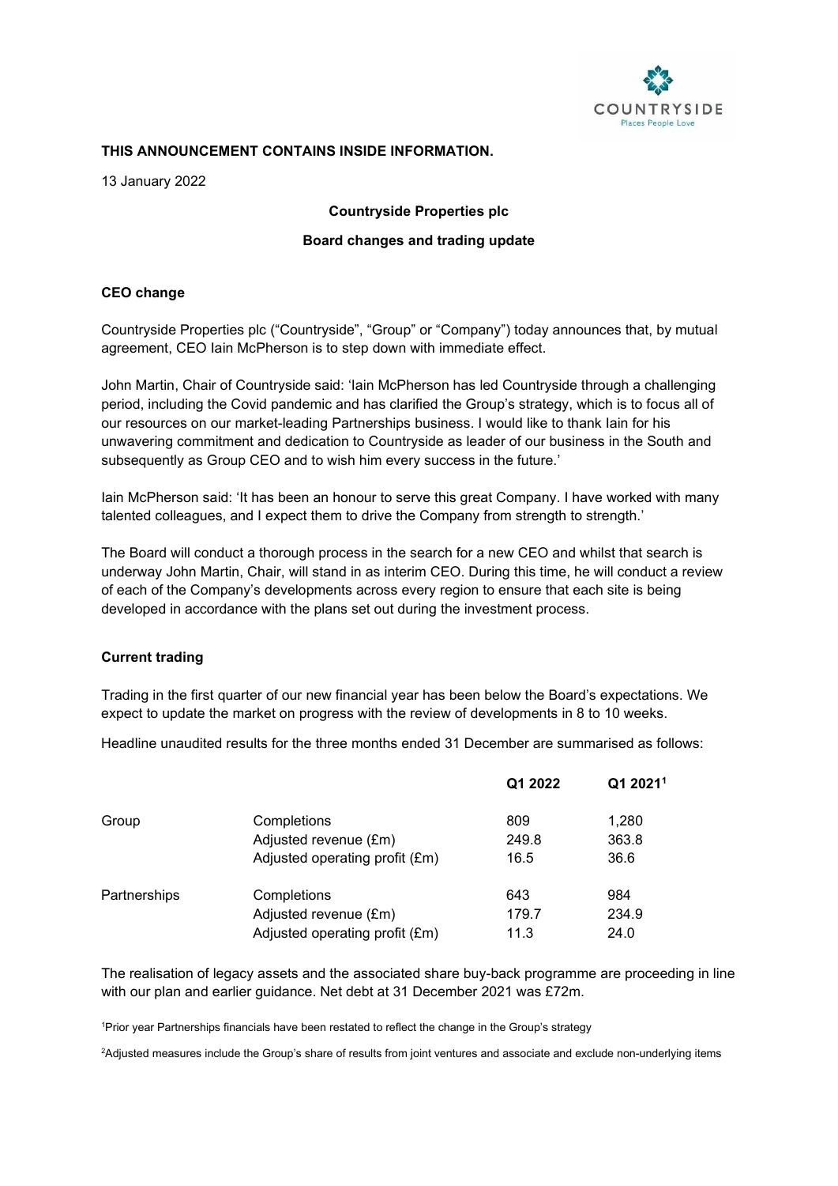**THIS ANNOUNCEMENT CONTAINS INSIDE INFORMATION.**

13 January 2022

**Countryside Properties plc**

**Board changes and trading update**

## CEO change

Countryside Properties plc ("Countryside", "Group" or "Company") today announces that, by mutual agreement, CEO Iain McPherson is to step down with immediate effect.

John Martin, Chair of Countryside said: 'Iain McPherson has led Countryside through a challenging period, including the Covid pandemic and has clarified the Group's strategy, which is to focus all of our resources on our market-leading Partnerships business. I would like to thank Iain for his unwavering commitment and dedication to Countryside as leader of our business in the South and subsequently as Group CEO and to wish him every success in the future.'

Iain McPherson said: 'It has been an honour to serve this great Company. I have worked with many talented colleagues, and I expect them to drive the Company from strength to strength.'

The Board will conduct a thorough process in the search for a new CEO and whilst that search is underway John Martin, Chair, will stand in as interim CEO. During this time, he will conduct a review of each of the Company's developments across every region to ensure that each site is being developed in accordance with the plans set out during the investment process.

## Current trading

Trading in the first quarter of our new financial year has been below the Board's expectations. We expect to update the market on progress with the review of developments in 8 to 10 weeks.

Headline unaudited results for the three months ended 31 December are summarised as follows:

| | | Q1 2022 | Q1 2021[1] |
|---|---|---|---|
| Group | Completions | 809 | 1,280 |
| | Adjusted revenue (£m) | 249.8 | 363.8 |
| | Adjusted operating profit (£m) | 16.5 | 36.6 |
| Partnerships | Completions | 643 | 984 |
| | Adjusted revenue (£m) | 179.7 | 234.9 |
| | Adjusted operating profit (£m) | 11.3 | 24.0 |

The realisation of legacy assets and the associated share buy-back programme are proceeding in line with our plan and earlier guidance. Net debt at 31 December 2021 was £72m.

[1]Prior year Partnerships financials have been restated to reflect the change in the Group's strategy

[2]Adjusted measures include the Group's share of results from joint ventures and associate and exclude non-underlying items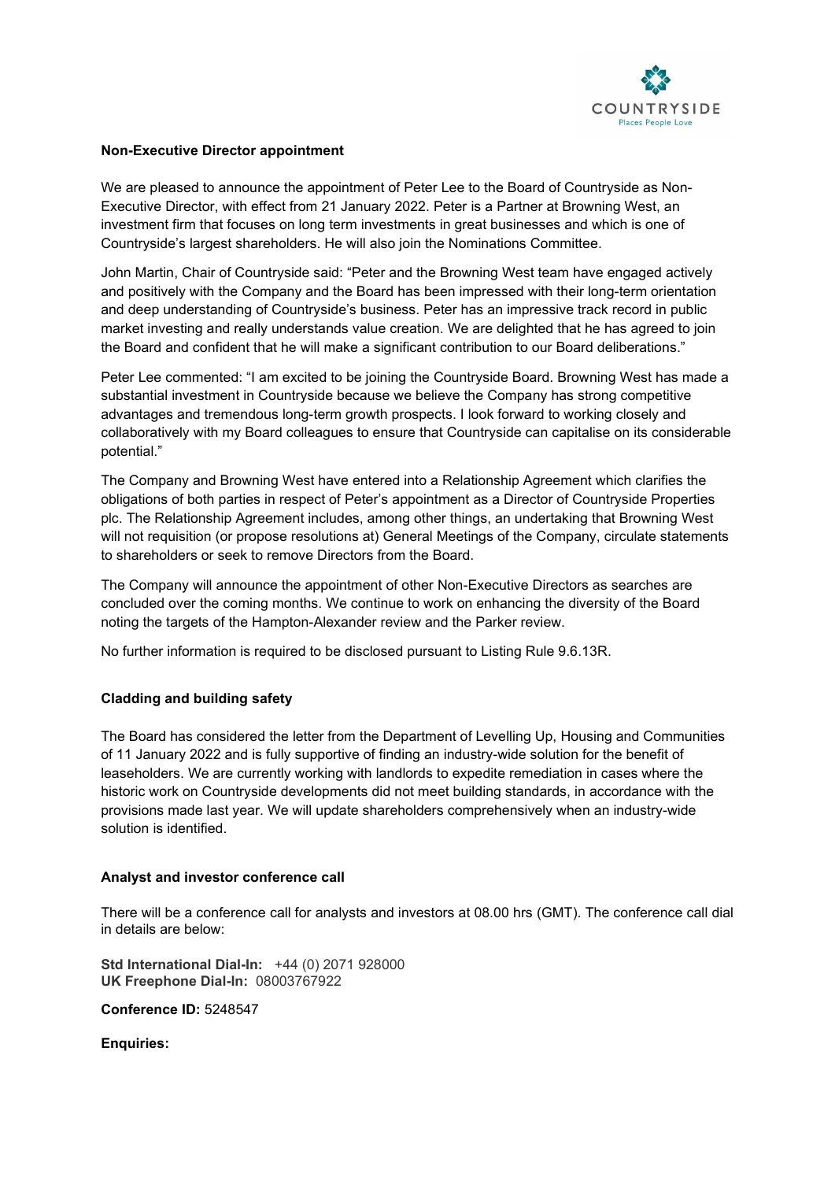## Non-Executive Director appointment

We are pleased to announce the appointment of Peter Lee to the Board of Countryside as Non-Executive Director, with effect from 21 January 2022. Peter is a Partner at Browning West, an investment firm that focuses on long term investments in great businesses and which is one of Countryside's largest shareholders. He will also join the Nominations Committee.

John Martin, Chair of Countryside said: "Peter and the Browning West team have engaged actively and positively with the Company and the Board has been impressed with their long-term orientation and deep understanding of Countryside's business. Peter has an impressive track record in public market investing and really understands value creation. We are delighted that he has agreed to join the Board and confident that he will make a significant contribution to our Board deliberations."

Peter Lee commented: "I am excited to be joining the Countryside Board. Browning West has made a substantial investment in Countryside because we believe the Company has strong competitive advantages and tremendous long-term growth prospects. I look forward to working closely and collaboratively with my Board colleagues to ensure that Countryside can capitalise on its considerable potential."

The Company and Browning West have entered into a Relationship Agreement which clarifies the obligations of both parties in respect of Peter's appointment as a Director of Countryside Properties plc. The Relationship Agreement includes, among other things, an undertaking that Browning West will not requisition (or propose resolutions at) General Meetings of the Company, circulate statements to shareholders or seek to remove Directors from the Board.

The Company will announce the appointment of other Non-Executive Directors as searches are concluded over the coming months. We continue to work on enhancing the diversity of the Board noting the targets of the Hampton-Alexander review and the Parker review.

No further information is required to be disclosed pursuant to Listing Rule 9.6.13R.

## Cladding and building safety

The Board has considered the letter from the Department of Levelling Up, Housing and Communities of 11 January 2022 and is fully supportive of finding an industry-wide solution for the benefit of leaseholders. We are currently working with landlords to expedite remediation in cases where the historic work on Countryside developments did not meet building standards, in accordance with the provisions made last year. We will update shareholders comprehensively when an industry-wide solution is identified.

## Analyst and investor conference call

There will be a conference call for analysts and investors at 08.00 hrs (GMT). The conference call dial in details are below:

**Std International Dial-In:** +44 (0) 2071 928000
**UK Freephone Dial-In:** 08003767922

**Conference ID:** 5248547

**Enquiries:**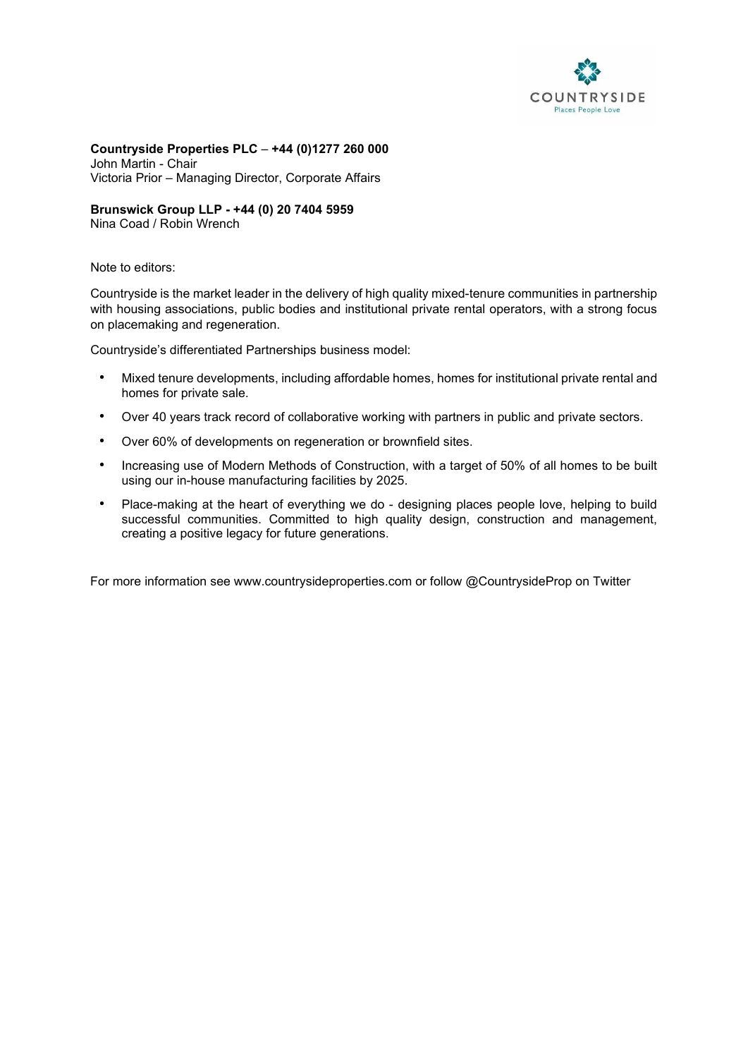**Countryside Properties PLC** – **+44 (0)1277 260 000**
John Martin - Chair
Victoria Prior – Managing Director, Corporate Affairs

**Brunswick Group LLP - +44 (0) 20 7404 5959**
Nina Coad / Robin Wrench

Note to editors:

Countryside is the market leader in the delivery of high quality mixed-tenure communities in partnership with housing associations, public bodies and institutional private rental operators, with a strong focus on placemaking and regeneration.

Countryside's differentiated Partnerships business model:

- Mixed tenure developments, including affordable homes, homes for institutional private rental and homes for private sale.
- Over 40 years track record of collaborative working with partners in public and private sectors.
- Over 60% of developments on regeneration or brownfield sites.
- Increasing use of Modern Methods of Construction, with a target of 50% of all homes to be built using our in-house manufacturing facilities by 2025.
- Place-making at the heart of everything we do - designing places people love, helping to build successful communities. Committed to high quality design, construction and management, creating a positive legacy for future generations.

For more information see www.countrysideproperties.com or follow @CountrysideProp on Twitter